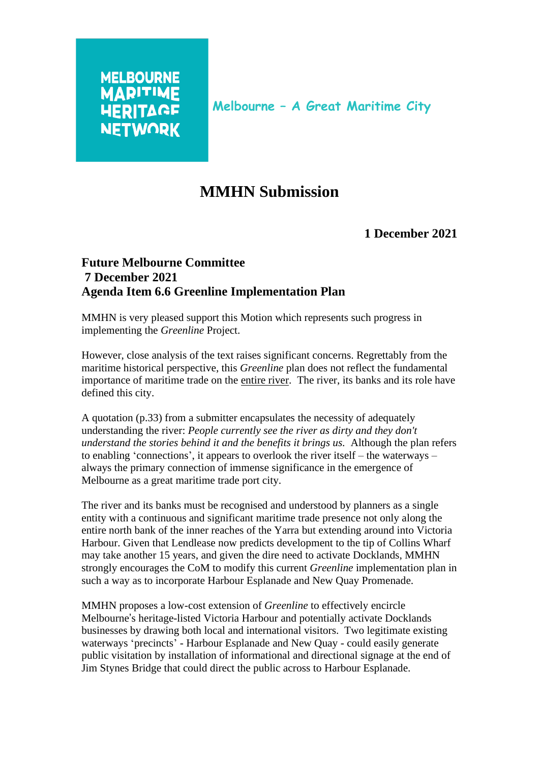MELBOURNE MARITIME HERITAGE NETWORK

Melbourne – A Great Maritime City

# MMHN Submission

**1 December 2021**

**Future Melbourne Committee**
**7 December 2021**
**Agenda Item 6.6 Greenline Implementation Plan**

MMHN is very pleased support this Motion which represents such progress in implementing the *Greenline* Project.

However, close analysis of the text raises significant concerns. Regrettably from the maritime historical perspective, this *Greenline* plan does not reflect the fundamental importance of maritime trade on the entire river. The river, its banks and its role have defined this city.

A quotation (p.33) from a submitter encapsulates the necessity of adequately understanding the river: *People currently see the river as dirty and they don't understand the stories behind it and the benefits it brings us.* Although the plan refers to enabling 'connections', it appears to overlook the river itself – the waterways – always the primary connection of immense significance in the emergence of Melbourne as a great maritime trade port city.

The river and its banks must be recognised and understood by planners as a single entity with a continuous and significant maritime trade presence not only along the entire north bank of the inner reaches of the Yarra but extending around into Victoria Harbour. Given that Lendlease now predicts development to the tip of Collins Wharf may take another 15 years, and given the dire need to activate Docklands, MMHN strongly encourages the CoM to modify this current *Greenline* implementation plan in such a way as to incorporate Harbour Esplanade and New Quay Promenade.

MMHN proposes a low-cost extension of *Greenline* to effectively encircle Melbourne's heritage-listed Victoria Harbour and potentially activate Docklands businesses by drawing both local and international visitors. Two legitimate existing waterways 'precincts' - Harbour Esplanade and New Quay - could easily generate public visitation by installation of informational and directional signage at the end of Jim Stynes Bridge that could direct the public across to Harbour Esplanade.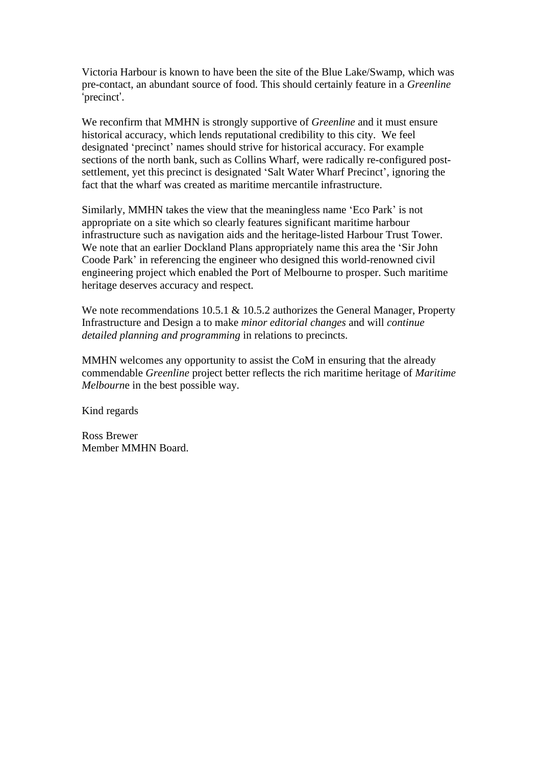Victoria Harbour is known to have been the site of the Blue Lake/Swamp, which was pre-contact, an abundant source of food. This should certainly feature in a *Greenline* 'precinct'.

We reconfirm that MMHN is strongly supportive of *Greenline* and it must ensure historical accuracy, which lends reputational credibility to this city. We feel designated 'precinct' names should strive for historical accuracy. For example sections of the north bank, such as Collins Wharf, were radically re-configured post-settlement, yet this precinct is designated 'Salt Water Wharf Precinct', ignoring the fact that the wharf was created as maritime mercantile infrastructure.

Similarly, MMHN takes the view that the meaningless name 'Eco Park' is not appropriate on a site which so clearly features significant maritime harbour infrastructure such as navigation aids and the heritage-listed Harbour Trust Tower. We note that an earlier Dockland Plans appropriately name this area the 'Sir John Coode Park' in referencing the engineer who designed this world-renowned civil engineering project which enabled the Port of Melbourne to prosper. Such maritime heritage deserves accuracy and respect.

We note recommendations 10.5.1 & 10.5.2 authorizes the General Manager, Property Infrastructure and Design a to make *minor editorial changes* and will *continue detailed planning and programming* in relations to precincts.

MMHN welcomes any opportunity to assist the CoM in ensuring that the already commendable *Greenline* project better reflects the rich maritime heritage of *Maritime Melbourn*e in the best possible way.

Kind regards

Ross Brewer
Member MMHN Board.